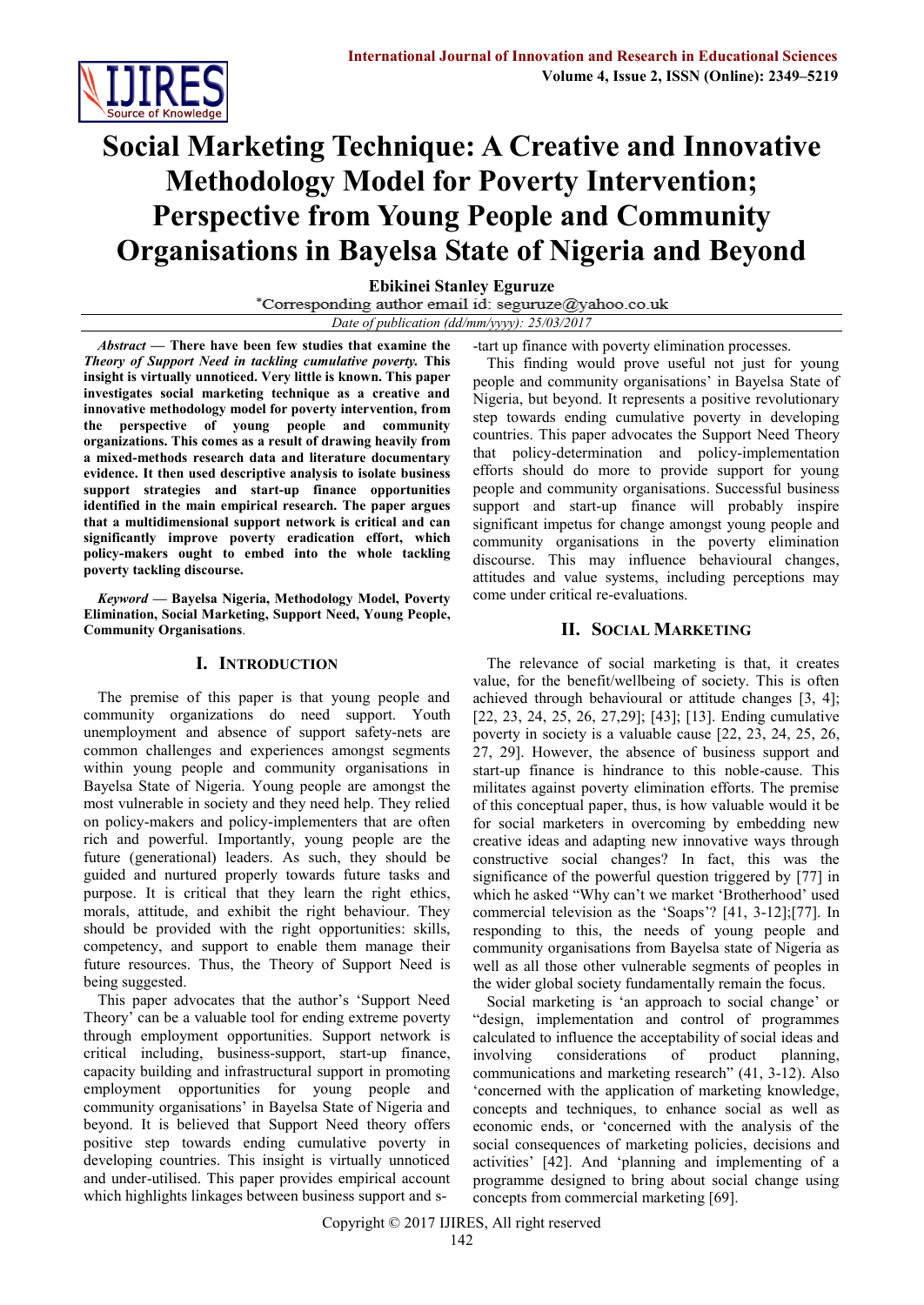# Social Marketing Technique: A Creative and Innovative Methodology Model for Poverty Intervention; Perspective from Young People and Community Organisations in Bayelsa State of Nigeria and Beyond

**Ebikinei Stanley Eguruze**

*Corresponding author email id: seguruze@yahoo.co.uk

*Date of publication (dd/mm/yyyy): 25/03/2017*

***Abstract* — There have been few studies that examine the *Theory of Support Need in tackling cumulative poverty.* This insight is virtually unnoticed. Very little is known. This paper investigates social marketing technique as a creative and innovative methodology model for poverty intervention, from the perspective of young people and community organizations. This comes as a result of drawing heavily from a mixed-methods research data and literature documentary evidence. It then used descriptive analysis to isolate business support strategies and start-up finance opportunities identified in the main empirical research. The paper argues that a multidimensional support network is critical and can significantly improve poverty eradication effort, which policy-makers ought to embed into the whole tackling poverty tackling discourse.**

***Keyword* — Bayelsa Nigeria, Methodology Model, Poverty Elimination, Social Marketing, Support Need, Young People, Community Organisations**.

## I. Introduction

The premise of this paper is that young people and community organizations do need support. Youth unemployment and absence of support safety-nets are common challenges and experiences amongst segments within young people and community organisations in Bayelsa State of Nigeria. Young people are amongst the most vulnerable in society and they need help. They relied on policy-makers and policy-implementers that are often rich and powerful. Importantly, young people are the future (generational) leaders. As such, they should be guided and nurtured properly towards future tasks and purpose. It is critical that they learn the right ethics, morals, attitude, and exhibit the right behaviour. They should be provided with the right opportunities: skills, competency, and support to enable them manage their future resources. Thus, the Theory of Support Need is being suggested.

This paper advocates that the author's 'Support Need Theory' can be a valuable tool for ending extreme poverty through employment opportunities. Support network is critical including, business-support, start-up finance, capacity building and infrastructural support in promoting employment opportunities for young people and community organisations' in Bayelsa State of Nigeria and beyond. It is believed that Support Need theory offers positive step towards ending cumulative poverty in developing countries. This insight is virtually unnoticed and under-utilised. This paper provides empirical account which highlights linkages between business support and start up finance with poverty elimination processes.

This finding would prove useful not just for young people and community organisations' in Bayelsa State of Nigeria, but beyond. It represents a positive revolutionary step towards ending cumulative poverty in developing countries. This paper advocates the Support Need Theory that policy-determination and policy-implementation efforts should do more to provide support for young people and community organisations. Successful business support and start-up finance will probably inspire significant impetus for change amongst young people and community organisations in the poverty elimination discourse. This may influence behavioural changes, attitudes and value systems, including perceptions may come under critical re-evaluations.

## II. Social Marketing

The relevance of social marketing is that, it creates value, for the benefit/wellbeing of society. This is often achieved through behavioural or attitude changes [3, 4]; [22, 23, 24, 25, 26, 27,29]; [43]; [13]. Ending cumulative poverty in society is a valuable cause [22, 23, 24, 25, 26, 27, 29]. However, the absence of business support and start-up finance is hindrance to this noble-cause. This militates against poverty elimination efforts. The premise of this conceptual paper, thus, is how valuable would it be for social marketers in overcoming by embedding new creative ideas and adapting new innovative ways through constructive social changes? In fact, this was the significance of the powerful question triggered by [77] in which he asked "Why can't we market 'Brotherhood' used commercial television as the 'Soaps'? [41, 3-12];[77]. In responding to this, the needs of young people and community organisations from Bayelsa state of Nigeria as well as all those other vulnerable segments of peoples in the wider global society fundamentally remain the focus.

Social marketing is 'an approach to social change' or "design, implementation and control of programmes calculated to influence the acceptability of social ideas and involving considerations of product planning, communications and marketing research" (41, 3-12). Also 'concerned with the application of marketing knowledge, concepts and techniques, to enhance social as well as economic ends, or 'concerned with the analysis of the social consequences of marketing policies, decisions and activities' [42]. And 'planning and implementing of a programme designed to bring about social change using concepts from commercial marketing [69].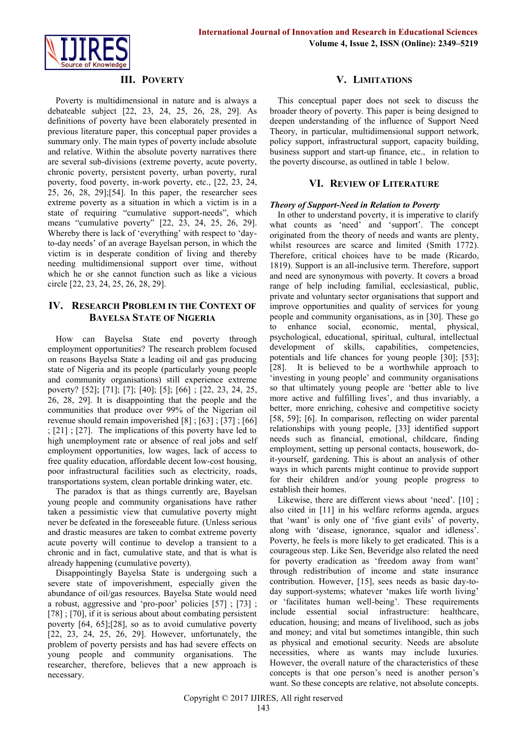## III. Poverty

Poverty is multidimensional in nature and is always a debateable subject [22, 23, 24, 25, 26, 28, 29]. As definitions of poverty have been elaborately presented in previous literature paper, this conceptual paper provides a summary only. The main types of poverty include absolute and relative. Within the absolute poverty narratives there are several sub-divisions (extreme poverty, acute poverty, chronic poverty, persistent poverty, urban poverty, rural poverty, food poverty, in-work poverty, etc., [22, 23, 24, 25, 26, 28, 29];[54]. In this paper, the researcher sees extreme poverty as a situation in which a victim is in a state of requiring "cumulative support-needs", which means "cumulative poverty" [22, 23, 24, 25, 26, 29]. Whereby there is lack of 'everything' with respect to 'day-to-day needs' of an average Bayelsan person, in which the victim is in desperate condition of living and thereby needing multidimensional support over time, without which he or she cannot function such as like a vicious circle [22, 23, 24, 25, 26, 28, 29].

## IV. Research Problem in the Context of Bayelsa State of Nigeria

How can Bayelsa State end poverty through employment opportunities? The research problem focused on reasons Bayelsa State a leading oil and gas producing state of Nigeria and its people (particularly young people and community organisations) still experience extreme poverty? [52]; [71]; [7]; [40]; [5]; [66] ; [22, 23, 24, 25, 26, 28, 29]. It is disappointing that the people and the communities that produce over 99% of the Nigerian oil revenue should remain impoverished [8] ; [63] ; [37] ; [66] ; [21] ; [27]. The implications of this poverty have led to high unemployment rate or absence of real jobs and self employment opportunities, low wages, lack of access to free quality education, affordable decent low-cost housing, poor infrastructural facilities such as electricity, roads, transportations system, clean portable drinking water, etc.

The paradox is that as things currently are, Bayelsan young people and community organisations have rather taken a pessimistic view that cumulative poverty might never be defeated in the foreseeable future. (Unless serious and drastic measures are taken to combat extreme poverty acute poverty will continue to develop a transient to a chronic and in fact, cumulative state, and that is what is already happening (cumulative poverty).

Disappointingly Bayelsa State is undergoing such a severe state of impoverishment, especially given the abundance of oil/gas resources. Bayelsa State would need a robust, aggressive and 'pro-poor' policies [57] ; [73] ; [78] ; [70], if it is serious about about combating persistent poverty [64, 65];[28], so as to avoid cumulative poverty [22, 23, 24, 25, 26, 29]. However, unfortunately, the problem of poverty persists and has had severe effects on young people and community organisations. The researcher, therefore, believes that a new approach is necessary.

## V. Limitations

This conceptual paper does not seek to discuss the broader theory of poverty. This paper is being designed to deepen understanding of the influence of Support Need Theory, in particular, multidimensional support network, policy support, infrastructural support, capacity building, business support and start-up finance, etc., in relation to the poverty discourse, as outlined in table 1 below.

## VI. Review of Literature

### *Theory of Support-Need in Relation to Poverty*

In other to understand poverty, it is imperative to clarify what counts as 'need' and 'support'. The concept originated from the theory of needs and wants are plenty, whilst resources are scarce and limited (Smith 1772). Therefore, critical choices have to be made (Ricardo, 1819). Support is an all-inclusive term. Therefore, support and need are synonymous with poverty. It covers a broad range of help including familial, ecclesiastical, public, private and voluntary sector organisations that support and improve opportunities and quality of services for young people and community organisations, as in [30]. These go to enhance social, economic, mental, physical, psychological, educational, spiritual, cultural, intellectual development of skills, capabilities, competencies, potentials and life chances for young people [30]; [53]; [28]. It is believed to be a worthwhile approach to 'investing in young people' and community organisations so that ultimately young people are 'better able to live more active and fulfilling lives', and thus invariably, a better, more enriching, cohesive and competitive society [58, 59]; [6]. In comparison, reflecting on wider parental relationships with young people, [33] identified support needs such as financial, emotional, childcare, finding employment, setting up personal contacts, housework, do-it-yourself, gardening. This is about an analysis of other ways in which parents might continue to provide support for their children and/or young people progress to establish their homes.

Likewise, there are different views about 'need'. [10] ; also cited in [11] in his welfare reforms agenda, argues that 'want' is only one of 'five giant evils' of poverty, along with 'disease, ignorance, squalor and idleness'. Poverty, he feels is more likely to get eradicated. This is a courageous step. Like Sen, Beveridge also related the need for poverty eradication as 'freedom away from want' through redistribution of income and state insurance contribution. However, [15], sees needs as basic day-to-day support-systems; whatever 'makes life worth living' or 'facilitates human well-being'. These requirements include essential social infrastructure: healthcare, education, housing; and means of livelihood, such as jobs and money; and vital but sometimes intangible, thin such as physical and emotional security. Needs are absolute necessities, where as wants may include luxuries. However, the overall nature of the characteristics of these concepts is that one person's need is another person's want. So these concepts are relative, not absolute concepts.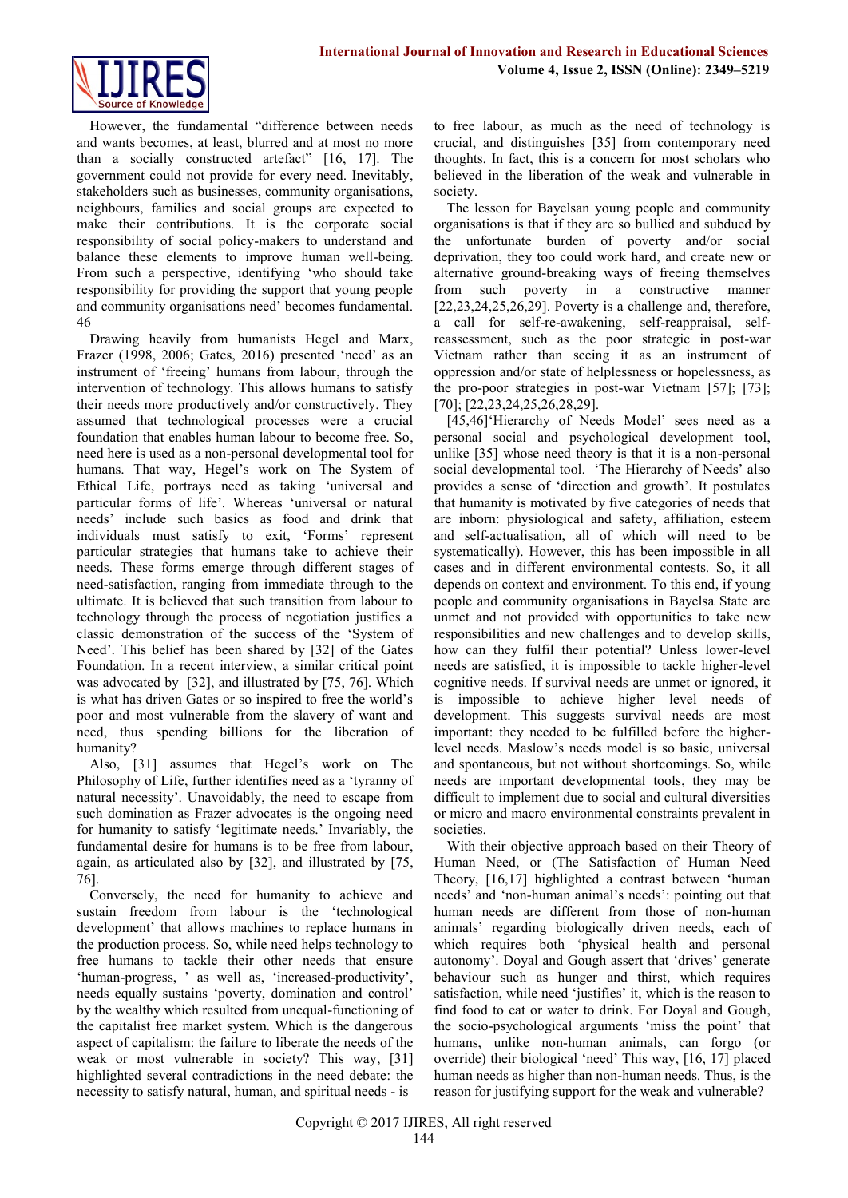However, the fundamental "difference between needs and wants becomes, at least, blurred and at most no more than a socially constructed artefact" [16, 17]. The government could not provide for every need. Inevitably, stakeholders such as businesses, community organisations, neighbours, families and social groups are expected to make their contributions. It is the corporate social responsibility of social policy-makers to understand and balance these elements to improve human well-being. From such a perspective, identifying 'who should take responsibility for providing the support that young people and community organisations need' becomes fundamental. 46

Drawing heavily from humanists Hegel and Marx, Frazer (1998, 2006; Gates, 2016) presented 'need' as an instrument of 'freeing' humans from labour, through the intervention of technology. This allows humans to satisfy their needs more productively and/or constructively. They assumed that technological processes were a crucial foundation that enables human labour to become free. So, need here is used as a non-personal developmental tool for humans. That way, Hegel's work on The System of Ethical Life, portrays need as taking 'universal and particular forms of life'. Whereas 'universal or natural needs' include such basics as food and drink that individuals must satisfy to exit, 'Forms' represent particular strategies that humans take to achieve their needs. These forms emerge through different stages of need-satisfaction, ranging from immediate through to the ultimate. It is believed that such transition from labour to technology through the process of negotiation justifies a classic demonstration of the success of the 'System of Need'. This belief has been shared by [32] of the Gates Foundation. In a recent interview, a similar critical point was advocated by [32], and illustrated by [75, 76]. Which is what has driven Gates or so inspired to free the world's poor and most vulnerable from the slavery of want and need, thus spending billions for the liberation of humanity?

Also, [31] assumes that Hegel's work on The Philosophy of Life, further identifies need as a 'tyranny of natural necessity'. Unavoidably, the need to escape from such domination as Frazer advocates is the ongoing need for humanity to satisfy 'legitimate needs.' Invariably, the fundamental desire for humans is to be free from labour, again, as articulated also by [32], and illustrated by [75, 76].

Conversely, the need for humanity to achieve and sustain freedom from labour is the 'technological development' that allows machines to replace humans in the production process. So, while need helps technology to free humans to tackle their other needs that ensure 'human-progress, ' as well as, 'increased-productivity', needs equally sustains 'poverty, domination and control' by the wealthy which resulted from unequal-functioning of the capitalist free market system. Which is the dangerous aspect of capitalism: the failure to liberate the needs of the weak or most vulnerable in society? This way, [31] highlighted several contradictions in the need debate: the necessity to satisfy natural, human, and spiritual needs - is to free labour, as much as the need of technology is crucial, and distinguishes [35] from contemporary need thoughts. In fact, this is a concern for most scholars who believed in the liberation of the weak and vulnerable in society.

The lesson for Bayelsan young people and community organisations is that if they are so bullied and subdued by the unfortunate burden of poverty and/or social deprivation, they too could work hard, and create new or alternative ground-breaking ways of freeing themselves from such poverty in a constructive manner [22,23,24,25,26,29]. Poverty is a challenge and, therefore, a call for self-re-awakening, self-reappraisal, self-reassessment, such as the poor strategic in post-war Vietnam rather than seeing it as an instrument of oppression and/or state of helplessness or hopelessness, as the pro-poor strategies in post-war Vietnam [57]; [73]; [70]; [22,23,24,25,26,28,29].

[45,46]'Hierarchy of Needs Model' sees need as a personal social and psychological development tool, unlike [35] whose need theory is that it is a non-personal social developmental tool. 'The Hierarchy of Needs' also provides a sense of 'direction and growth'. It postulates that humanity is motivated by five categories of needs that are inborn: physiological and safety, affiliation, esteem and self-actualisation, all of which will need to be systematically). However, this has been impossible in all cases and in different environmental contests. So, it all depends on context and environment. To this end, if young people and community organisations in Bayelsa State are unmet and not provided with opportunities to take new responsibilities and new challenges and to develop skills, how can they fulfil their potential? Unless lower-level needs are satisfied, it is impossible to tackle higher-level cognitive needs. If survival needs are unmet or ignored, it is impossible to achieve higher level needs of development. This suggests survival needs are most important: they needed to be fulfilled before the higher-level needs. Maslow's needs model is so basic, universal and spontaneous, but not without shortcomings. So, while needs are important developmental tools, they may be difficult to implement due to social and cultural diversities or micro and macro environmental constraints prevalent in societies.

With their objective approach based on their Theory of Human Need, or (The Satisfaction of Human Need Theory, [16,17] highlighted a contrast between 'human needs' and 'non-human animal's needs': pointing out that human needs are different from those of non-human animals' regarding biologically driven needs, each of which requires both 'physical health and personal autonomy'. Doyal and Gough assert that 'drives' generate behaviour such as hunger and thirst, which requires satisfaction, while need 'justifies' it, which is the reason to find food to eat or water to drink. For Doyal and Gough, the socio-psychological arguments 'miss the point' that humans, unlike non-human animals, can forgo (or override) their biological 'need' This way, [16, 17] placed human needs as higher than non-human needs. Thus, is the reason for justifying support for the weak and vulnerable?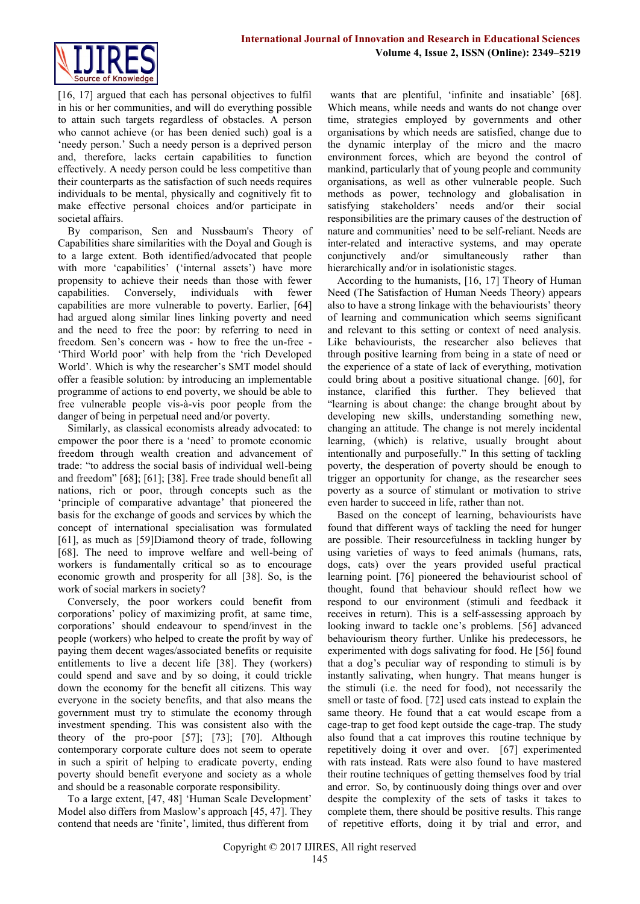[16, 17] argued that each has personal objectives to fulfil in his or her communities, and will do everything possible to attain such targets regardless of obstacles. A person who cannot achieve (or has been denied such) goal is a 'needy person.' Such a needy person is a deprived person and, therefore, lacks certain capabilities to function effectively. A needy person could be less competitive than their counterparts as the satisfaction of such needs requires individuals to be mental, physically and cognitively fit to make effective personal choices and/or participate in societal affairs.

By comparison, Sen and Nussbaum's Theory of Capabilities share similarities with the Doyal and Gough is to a large extent. Both identified/advocated that people with more 'capabilities' ('internal assets') have more propensity to achieve their needs than those with fewer capabilities. Conversely, individuals with fewer capabilities are more vulnerable to poverty. Earlier, [64] had argued along similar lines linking poverty and need and the need to free the poor: by referring to need in freedom. Sen's concern was - how to free the un-free - 'Third World poor' with help from the 'rich Developed World'. Which is why the researcher's SMT model should offer a feasible solution: by introducing an implementable programme of actions to end poverty, we should be able to free vulnerable people vis-à-vis poor people from the danger of being in perpetual need and/or poverty.

Similarly, as classical economists already advocated: to empower the poor there is a 'need' to promote economic freedom through wealth creation and advancement of trade: "to address the social basis of individual well-being and freedom" [68]; [61]; [38]. Free trade should benefit all nations, rich or poor, through concepts such as the 'principle of comparative advantage' that pioneered the basis for the exchange of goods and services by which the concept of international specialisation was formulated [61], as much as [59]Diamond theory of trade, following [68]. The need to improve welfare and well-being of workers is fundamentally critical so as to encourage economic growth and prosperity for all [38]. So, is the work of social markers in society?

Conversely, the poor workers could benefit from corporations' policy of maximizing profit, at same time, corporations' should endeavour to spend/invest in the people (workers) who helped to create the profit by way of paying them decent wages/associated benefits or requisite entitlements to live a decent life [38]. They (workers) could spend and save and by so doing, it could trickle down the economy for the benefit all citizens. This way everyone in the society benefits, and that also means the government must try to stimulate the economy through investment spending. This was consistent also with the theory of the pro-poor [57]; [73]; [70]. Although contemporary corporate culture does not seem to operate in such a spirit of helping to eradicate poverty, ending poverty should benefit everyone and society as a whole and should be a reasonable corporate responsibility.

To a large extent, [47, 48] 'Human Scale Development' Model also differs from Maslow's approach [45, 47]. They contend that needs are 'finite', limited, thus different from wants that are plentiful, 'infinite and insatiable' [68]. Which means, while needs and wants do not change over time, strategies employed by governments and other organisations by which needs are satisfied, change due to the dynamic interplay of the micro and the macro environment forces, which are beyond the control of mankind, particularly that of young people and community organisations, as well as other vulnerable people. Such methods as power, technology and globalisation in satisfying stakeholders' needs and/or their social responsibilities are the primary causes of the destruction of nature and communities' need to be self-reliant. Needs are inter-related and interactive systems, and may operate conjunctively and/or simultaneously rather than hierarchically and/or in isolationistic stages.

According to the humanists, [16, 17] Theory of Human Need (The Satisfaction of Human Needs Theory) appears also to have a strong linkage with the behaviourists' theory of learning and communication which seems significant and relevant to this setting or context of need analysis. Like behaviourists, the researcher also believes that through positive learning from being in a state of need or the experience of a state of lack of everything, motivation could bring about a positive situational change. [60], for instance, clarified this further. They believed that "learning is about change: the change brought about by developing new skills, understanding something new, changing an attitude. The change is not merely incidental learning, (which) is relative, usually brought about intentionally and purposefully." In this setting of tackling poverty, the desperation of poverty should be enough to trigger an opportunity for change, as the researcher sees poverty as a source of stimulant or motivation to strive even harder to succeed in life, rather than not.

Based on the concept of learning, behaviourists have found that different ways of tackling the need for hunger are possible. Their resourcefulness in tackling hunger by using varieties of ways to feed animals (humans, rats, dogs, cats) over the years provided useful practical learning point. [76] pioneered the behaviourist school of thought, found that behaviour should reflect how we respond to our environment (stimuli and feedback it receives in return). This is a self-assessing approach by looking inward to tackle one's problems. [56] advanced behaviourism theory further. Unlike his predecessors, he experimented with dogs salivating for food. He [56] found that a dog's peculiar way of responding to stimuli is by instantly salivating, when hungry. That means hunger is the stimuli (i.e. the need for food), not necessarily the smell or taste of food. [72] used cats instead to explain the same theory. He found that a cat would escape from a cage-trap to get food kept outside the cage-trap. The study also found that a cat improves this routine technique by repetitively doing it over and over. [67] experimented with rats instead. Rats were also found to have mastered their routine techniques of getting themselves food by trial and error. So, by continuously doing things over and over despite the complexity of the sets of tasks it takes to complete them, there should be positive results. This range of repetitive efforts, doing it by trial and error, and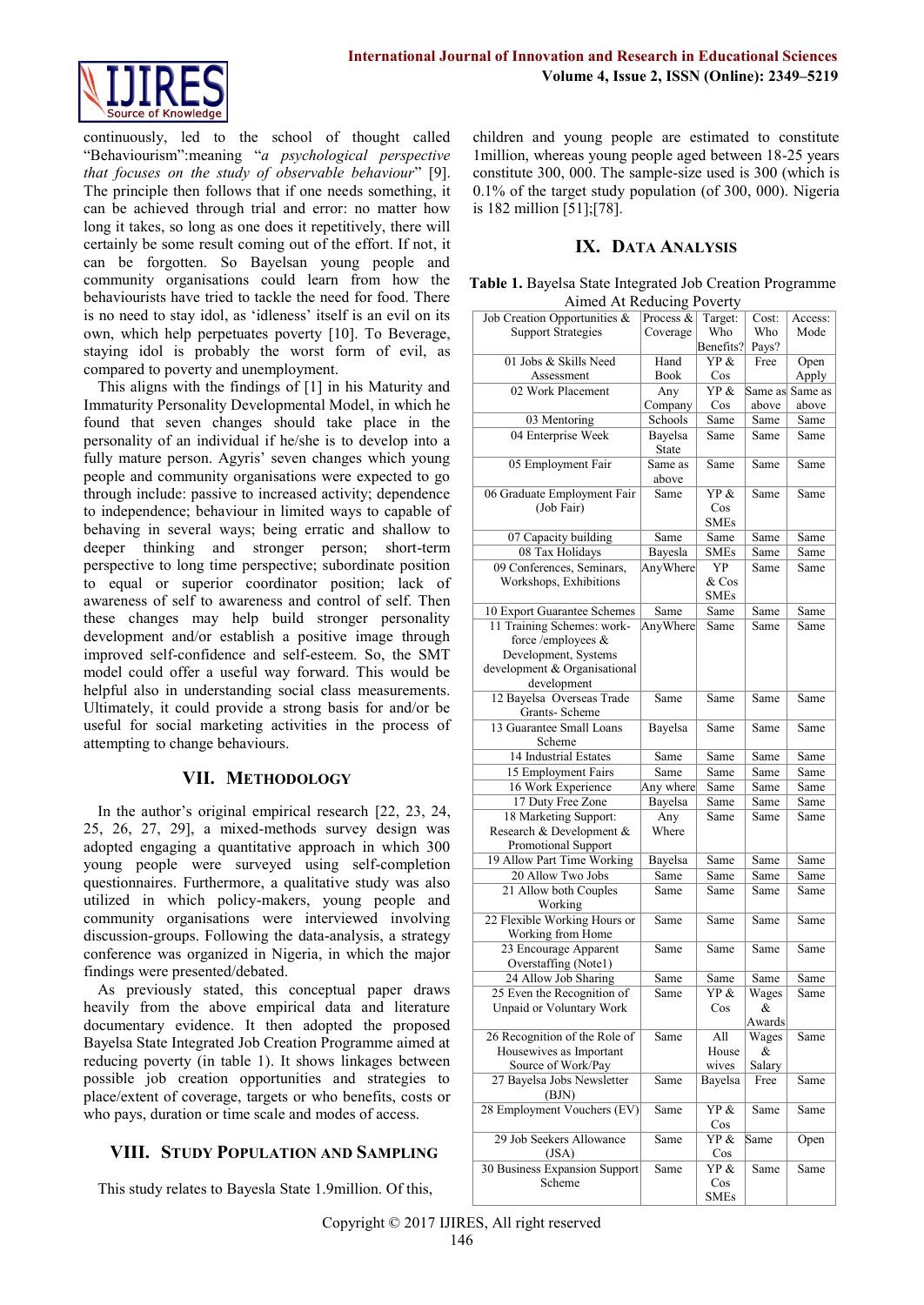continuously, led to the school of thought called "Behaviourism":meaning "*a psychological perspective that focuses on the study of observable behaviour*" [9]. The principle then follows that if one needs something, it can be achieved through trial and error: no matter how long it takes, so long as one does it repetitively, there will certainly be some result coming out of the effort. If not, it can be forgotten. So Bayelsan young people and community organisations could learn from how the behaviourists have tried to tackle the need for food. There is no need to stay idol, as 'idleness' itself is an evil on its own, which help perpetuates poverty [10]. To Beverage, staying idol is probably the worst form of evil, as compared to poverty and unemployment.

This aligns with the findings of [1] in his Maturity and Immaturity Personality Developmental Model, in which he found that seven changes should take place in the personality of an individual if he/she is to develop into a fully mature person. Agyris' seven changes which young people and community organisations were expected to go through include: passive to increased activity; dependence to independence; behaviour in limited ways to capable of behaving in several ways; being erratic and shallow to deeper thinking and stronger person; short-term perspective to long time perspective; subordinate position to equal or superior coordinator position; lack of awareness of self to awareness and control of self. Then these changes may help build stronger personality development and/or establish a positive image through improved self-confidence and self-esteem. So, the SMT model could offer a useful way forward. This would be helpful also in understanding social class measurements. Ultimately, it could provide a strong basis for and/or be useful for social marketing activities in the process of attempting to change behaviours.

## VII. Methodology

In the author's original empirical research [22, 23, 24, 25, 26, 27, 29], a mixed-methods survey design was adopted engaging a quantitative approach in which 300 young people were surveyed using self-completion questionnaires. Furthermore, a qualitative study was also utilized in which policy-makers, young people and community organisations were interviewed involving discussion-groups. Following the data-analysis, a strategy conference was organized in Nigeria, in which the major findings were presented/debated.

As previously stated, this conceptual paper draws heavily from the above empirical and literature documentary evidence. It then adopted the proposed Bayelsa State Integrated Job Creation Programme aimed at reducing poverty (in table 1). It shows linkages between possible job creation opportunities and strategies to place/extent of coverage, targets or who benefits, costs or who pays, duration or time scale and modes of access.

## VIII. Study Population and Sampling

This study relates to Bayesla State 1.9million. Of this, children and young people are estimated to constitute 1million, whereas young people aged between 18-25 years constitute 300, 000. The sample-size used is 300 (which is 0.1% of the target study population (of 300, 000). Nigeria is 182 million [51];[78].

## IX. Data Analysis

**Table 1.** Bayelsa State Integrated Job Creation Programme Aimed At Reducing Poverty

| Job Creation Opportunities & Support Strategies | Process & Coverage | Target: Who Benefits? | Cost: Who Pays? | Access: Mode |
|---|---|---|---|---|
| 01 Jobs & Skills Need Assessment | Hand Book | YP & Cos | Free | Open Apply |
| 02 Work Placement | Any Company | YP & Cos | Same as above | Same as above |
| 03 Mentoring | Schools | Same | Same | Same |
| 04 Enterprise Week | Bayelsa State | Same | Same | Same |
| 05 Employment Fair | Same as above | Same | Same | Same |
| 06 Graduate Employment Fair (Job Fair) | Same | YP & Cos SMEs | Same | Same |
| 07 Capacity building | Same | Same | Same | Same |
| 08 Tax Holidays | Bayesla | SMEs | Same | Same |
| 09 Conferences, Seminars, Workshops, Exhibitions | AnyWhere | YP & Cos SMEs | Same | Same |
| 10 Export Guarantee Schemes | Same | Same | Same | Same |
| 11 Training Schemes: work-force /employees & Development, Systems development & Organisational development | AnyWhere | Same | Same | Same |
| 12 Bayelsa Overseas Trade Grants- Scheme | Same | Same | Same | Same |
| 13 Guarantee Small Loans Scheme | Bayelsa | Same | Same | Same |
| 14 Industrial Estates | Same | Same | Same | Same |
| 15 Employment Fairs | Same | Same | Same | Same |
| 16 Work Experience | Any where | Same | Same | Same |
| 17 Duty Free Zone | Bayelsa | Same | Same | Same |
| 18 Marketing Support: Research & Development & Promotional Support | Any Where | Same | Same | Same |
| 19 Allow Part Time Working | Bayelsa | Same | Same | Same |
| 20 Allow Two Jobs | Same | Same | Same | Same |
| 21 Allow both Couples Working | Same | Same | Same | Same |
| 22 Flexible Working Hours or Working from Home | Same | Same | Same | Same |
| 23 Encourage Apparent Overstaffing (Note1) | Same | Same | Same | Same |
| 24 Allow Job Sharing | Same | Same | Same | Same |
| 25 Even the Recognition of Unpaid or Voluntary Work | Same | YP & Cos | Wages & Awards | Same |
| 26 Recognition of the Role of Housewives as Important Source of Work/Pay | Same | All House wives | Wages & Salary | Same |
| 27 Bayelsa Jobs Newsletter (BJN) | Same | Bayelsa | Free | Same |
| 28 Employment Vouchers (EV) | Same | YP & Cos | Same | Same |
| 29 Job Seekers Allowance (JSA) | Same | YP & Cos | Same | Open |
| 30 Business Expansion Support Scheme | Same | YP & Cos SMEs | Same | Same |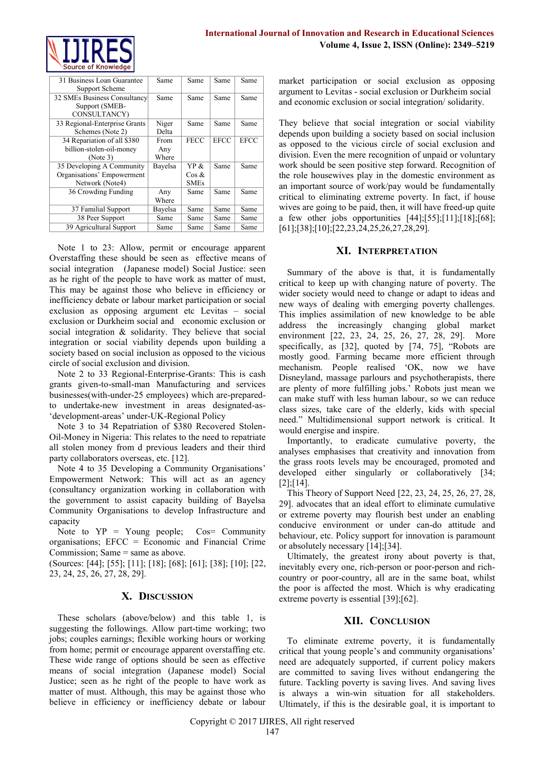| 31 Business Loan Guarantee Support Scheme | Same | Same | Same | Same |
|---|---|---|---|---|
| 32 SMEs Business Consultancy Support (SMEB-CONSULTANCY) | Same | Same | Same | Same |
| 33 Regional-Enterprise Grants Schemes (Note 2) | Niger Delta | Same | Same | Same |
| 34 Reparation of all $380 billion-stolen-oil-money (Note 3) | From Any Where | FECC | EFCC | EFCC |
| 35 Developing A Community Organisations' Empowerment Network (Note4) | Bayelsa | YP & Cos & SMEs | Same | Same |
| 36 Crowding Funding | Any Where | Same | Same | Same |
| 37 Familial Support | Bayelsa | Same | Same | Same |
| 38 Peer Support | Same | Same | Same | Same |
| 39 Agricultural Support | Same | Same | Same | Same |

Note 1 to 23: Allow, permit or encourage apparent Overstaffing these should be seen as effective means of social integration (Japanese model) Social Justice: seen as he right of the people to have work as matter of must, This may be against those who believe in efficiency or inefficiency debate or labour market participation or social exclusion as opposing argument etc Levitas – social exclusion or Durkheim social and economic exclusion or social integration & solidarity. They believe that social integration or social viability depends upon building a society based on social inclusion as opposed to the vicious circle of social exclusion and division.

Note 2 to 33 Regional-Enterprise-Grants: This is cash grants given-to-small-man Manufacturing and services businesses(with-under-25 employees) which are-prepared-to undertake-new investment in areas designated-as-'development-areas' under-UK-Regional Policy

Note 3 to 34 Repatriation of $380 Recovered Stolen-Oil-Money in Nigeria: This relates to the need to repatriate all stolen money from d previous leaders and their third party collaborators overseas, etc. [12].

Note 4 to 35 Developing a Community Organisations' Empowerment Network: This will act as an agency (consultancy organization working in collaboration with the government to assist capacity building of Bayelsa Community Organisations to develop Infrastructure and capacity

Note to YP = Young people; Cos= Community organisations; EFCC = Economic and Financial Crime Commission; Same = same as above.

(Sources: [44]; [55]; [11]; [18]; [68]; [61]; [38]; [10]; [22, 23, 24, 25, 26, 27, 28, 29].

## X. Discussion

These scholars (above/below) and this table 1, is suggesting the followings. Allow part-time working; two jobs; couples earnings; flexible working hours or working from home; permit or encourage apparent overstaffing etc. These wide range of options should be seen as effective means of social integration (Japanese model) Social Justice; seen as he right of the people to have work as matter of must. Although, this may be against those who believe in efficiency or inefficiency debate or labour market participation or social exclusion as opposing argument to Levitas - social exclusion or Durkheim social and economic exclusion or social integration/ solidarity.

They believe that social integration or social viability depends upon building a society based on social inclusion as opposed to the vicious circle of social exclusion and division. Even the mere recognition of unpaid or voluntary work should be seen positive step forward. Recognition of the role housewives play in the domestic environment as an important source of work/pay would be fundamentally critical to eliminating extreme poverty. In fact, if house wives are going to be paid, then, it will have freed-up quite a few other jobs opportunities [44];[55];[11];[18];[68];[61];[38];[10];[22,23,24,25,26,27,28,29].

## XI. Interpretation

Summary of the above is that, it is fundamentally critical to keep up with changing nature of poverty. The wider society would need to change or adapt to ideas and new ways of dealing with emerging poverty challenges. This implies assimilation of new knowledge to be able address the increasingly changing global market environment [22, 23, 24, 25, 26, 27, 28, 29]. More specifically, as [32], quoted by [74, 75], "Robots are mostly good. Farming became more efficient through mechanism. People realised 'OK, now we have Disneyland, massage parlours and psychotherapists, there are plenty of more fulfilling jobs.' Robots just mean we can make stuff with less human labour, so we can reduce class sizes, take care of the elderly, kids with special need." Multidimensional support network is critical. It would energise and inspire.

Importantly, to eradicate cumulative poverty, the analyses emphasises that creativity and innovation from the grass roots levels may be encouraged, promoted and developed either singularly or collaboratively [34; [2];[14].

This Theory of Support Need [22, 23, 24, 25, 26, 27, 28, 29]. advocates that an ideal effort to eliminate cumulative or extreme poverty may flourish best under an enabling conducive environment or under can-do attitude and behaviour, etc. Policy support for innovation is paramount or absolutely necessary [14];[34].

Ultimately, the greatest irony about poverty is that, inevitably every one, rich-person or poor-person and rich-country or poor-country, all are in the same boat, whilst the poor is affected the most. Which is why eradicating extreme poverty is essential [39];[62].

## XII. Conclusion

To eliminate extreme poverty, it is fundamentally critical that young people's and community organisations' need are adequately supported, if current policy makers are committed to saving lives without endangering the future. Tackling poverty is saving lives. And saving lives is always a win-win situation for all stakeholders. Ultimately, if this is the desirable goal, it is important to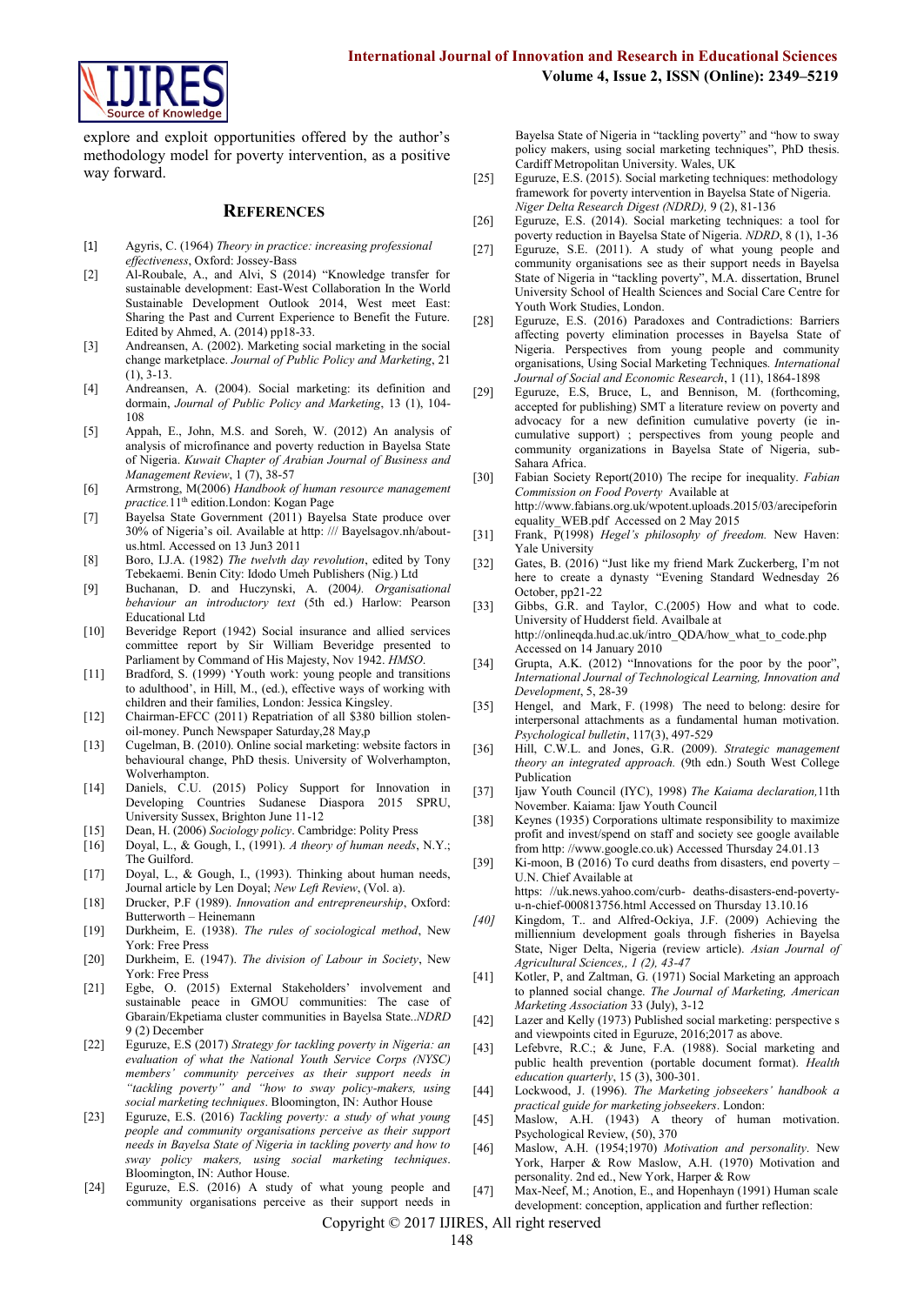explore and exploit opportunities offered by the author's methodology model for poverty intervention, as a positive way forward.

## References

[1] Agyris, C. (1964) *Theory in practice: increasing professional effectiveness*, Oxford: Jossey-Bass

[2] Al-Roubale, A., and Alvi, S (2014) "Knowledge transfer for sustainable development: East-West Collaboration In the World Sustainable Development Outlook 2014, West meet East: Sharing the Past and Current Experience to Benefit the Future. Edited by Ahmed, A. (2014) pp18-33.

[3] Andreansen, A. (2002). Marketing social marketing in the social change marketplace. *Journal of Public Policy and Marketing*, 21 (1), 3-13.

[4] Andreansen, A. (2004). Social marketing: its definition and dormain, *Journal of Public Policy and Marketing*, 13 (1), 104-108

[5] Appah, E., John, M.S. and Soreh, W. (2012) An analysis of analysis of microfinance and poverty reduction in Bayelsa State of Nigeria. *Kuwait Chapter of Arabian Journal of Business and Management Review*, 1 (7), 38-57

[6] Armstrong, M(2006) *Handbook of human resource management practice.*11th edition.London: Kogan Page

[7] Bayelsa State Government (2011) Bayelsa State produce over 30% of Nigeria's oil. Available at http: /// Bayelsagov.nh/about-us.html. Accessed on 13 Jun3 2011

[8] Boro, I.J.A. (1982) *The twelvth day revolution*, edited by Tony Tebekaemi. Benin City: Idodo Umeh Publishers (Nig.) Ltd

[9] Buchanan, D. and Huczynski, A. (2004*). Organisational behaviour an introductory text* (5th ed.) Harlow: Pearson Educational Ltd

[10] Beveridge Report (1942) Social insurance and allied services committee report by Sir William Beveridge presented to Parliament by Command of His Majesty, Nov 1942. *HMSO*.

[11] Bradford, S. (1999) 'Youth work: young people and transitions to adulthood', in Hill, M., (ed.), effective ways of working with children and their families, London: Jessica Kingsley.

[12] Chairman-EFCC (2011) Repatriation of all $380 billion stolen-oil-money. Punch Newspaper Saturday,28 May,p

[13] Cugelman, B. (2010). Online social marketing: website factors in behavioural change, PhD thesis. University of Wolverhampton, Wolverhampton.

[14] Daniels, C.U. (2015) Policy Support for Innovation in Developing Countries Sudanese Diaspora 2015 SPRU, University Sussex, Brighton June 11-12

[15] Dean, H. (2006) *Sociology policy*. Cambridge: Polity Press

[16] Doyal, L., & Gough, I., (1991). *A theory of human needs*, N.Y.; The Guilford.

[17] Doyal, L., & Gough, I., (1993). Thinking about human needs, Journal article by Len Doyal; *New Left Review*, (Vol. a).

[18] Drucker, P.F (1989). *Innovation and entrepreneurship*, Oxford: Butterworth – Heinemann

[19] Durkheim, E. (1938). *The rules of sociological method*, New York: Free Press

[20] Durkheim, E. (1947). *The division of Labour in Society*, New York: Free Press

[21] Egbe, O. (2015) External Stakeholders' involvement and sustainable peace in GMOU communities: The case of Gbarain/Ekpetiama cluster communities in Bayelsa State..*NDRD* 9 (2) December

[22] Eguruze, E.S (2017) *Strategy for tackling poverty in Nigeria: an evaluation of what the National Youth Service Corps (NYSC) members' community perceives as their support needs in "tackling poverty" and "how to sway policy-makers, using social marketing techniques*. Bloomington, IN: Author House

[23] Eguruze, E.S. (2016) *Tackling poverty: a study of what young people and community organisations perceive as their support needs in Bayelsa State of Nigeria in tackling poverty and how to sway policy makers, using social marketing techniques*. Bloomington, IN: Author House.

[24] Eguruze, E.S. (2016) A study of what young people and community organisations perceive as their support needs in Bayelsa State of Nigeria in "tackling poverty" and "how to sway policy makers, using social marketing techniques", PhD thesis. Cardiff Metropolitan University. Wales, UK

[25] Eguruze, E.S. (2015). Social marketing techniques: methodology framework for poverty intervention in Bayelsa State of Nigeria. *Niger Delta Research Digest (NDRD),* 9 (2), 81-136

[26] Eguruze, E.S. (2014). Social marketing techniques: a tool for poverty reduction in Bayelsa State of Nigeria. *NDRD*, 8 (1), 1-36

[27] Eguruze, S.E. (2011). A study of what young people and community organisations see as their support needs in Bayelsa State of Nigeria in "tackling poverty", M.A. dissertation, Brunel University School of Health Sciences and Social Care Centre for Youth Work Studies, London.

[28] Eguruze, E.S. (2016) Paradoxes and Contradictions: Barriers affecting poverty elimination processes in Bayelsa State of Nigeria. Perspectives from young people and community organisations, Using Social Marketing Techniques*. International Journal of Social and Economic Research*, 1 (11), 1864-1898

[29] Eguruze, E.S, Bruce, L, and Bennison, M. (forthcoming, accepted for publishing) SMT a literature review on poverty and advocacy for a new definition cumulative poverty (ie in-cumulative support) ; perspectives from young people and community organizations in Bayelsa State of Nigeria, sub-Sahara Africa.

[30] Fabian Society Report(2010) The recipe for inequality. *Fabian Commission on Food Poverty* Available at http://www.fabians.org.uk/wpotent.uploads.2015/03/arecipeforinequality_WEB.pdf Accessed on 2 May 2015

[31] Frank, P(1998) *Hegel's philosophy of freedom.* New Haven: Yale University

[32] Gates, B. (2016) "Just like my friend Mark Zuckerberg, I'm not here to create a dynasty "Evening Standard Wednesday 26 October, pp21-22

[33] Gibbs, G.R. and Taylor, C.(2005) How and what to code. University of Hudderst field. Availbale at http://onlineqda.hud.ac.uk/intro_QDA/how_what_to_code.php Accessed on 14 January 2010

[34] Grupta, A.K. (2012) "Innovations for the poor by the poor", *International Journal of Technological Learning, Innovation and Development*, 5, 28-39

[35] Hengel, and Mark, F. (1998) The need to belong: desire for interpersonal attachments as a fundamental human motivation. *Psychological bulletin*, 117(3), 497-529

[36] Hill, C.W.L. and Jones, G.R. (2009). *Strategic management theory an integrated approach.* (9th edn.) South West College Publication

[37] Ijaw Youth Council (IYC), 1998) *The Kaiama declaration,*11th November. Kaiama: Ijaw Youth Council

[38] Keynes (1935) Corporations ultimate responsibility to maximize profit and invest/spend on staff and society see google available from http: //www.google.co.uk) Accessed Thursday 24.01.13

[39] Ki-moon, B (2016) To curd deaths from disasters, end poverty – U.N. Chief Available at https: //uk.news.yahoo.com/curb- deaths-disasters-end-poverty-u-n-chief-000813756.html Accessed on Thursday 13.10.16

[40] Kingdom, T.. and Alfred-Ockiya, J.F. (2009) Achieving the millennium development goals through fisheries in Bayelsa State, Niger Delta, Nigeria (review article). *Asian Journal of Agricultural Sciences,, 1 (2), 43-47*

[41] Kotler, P, and Zaltman, G. (1971) Social Marketing an approach to planned social change. *The Journal of Marketing, American Marketing Association* 33 (July), 3-12

[42] Lazer and Kelly (1973) Published social marketing: perspective s and viewpoints cited in Eguruze, 2016;2017 as above.

[43] Lefebvre, R.C.; & June, F.A. (1988). Social marketing and public health prevention (portable document format). *Health education quarterly*, 15 (3), 300-301.

[44] Lockwood, J. (1996). *The Marketing jobseekers' handbook a practical guide for marketing jobseekers*. London:

[45] Maslow, A.H. (1943) A theory of human motivation. Psychological Review, (50), 370

[46] Maslow, A.H. (1954;1970) *Motivation and personality*. New York, Harper & Row Maslow, A.H. (1970) Motivation and personality. 2nd ed., New York, Harper & Row

[47] Max-Neef, M.; Anotion, E., and Hopenhayn (1991) Human scale development: conception, application and further reflection: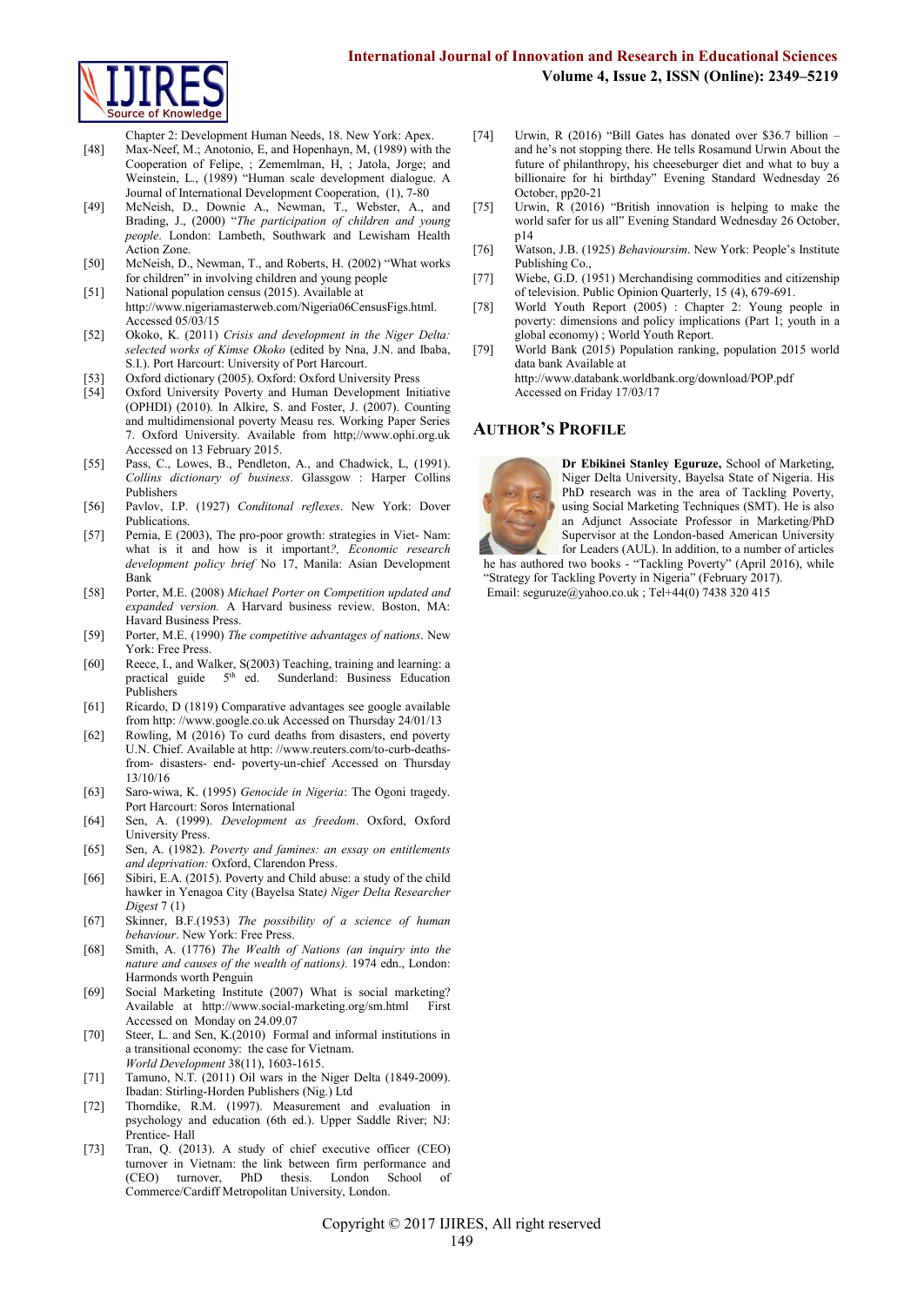Chapter 2: Development Human Needs, 18. New York: Apex.

[48] Max-Neef, M.; Anotonio, E, and Hopenhayn, M, (1989) with the Cooperation of Felipe, ; Zememlman, H, ; Jatola, Jorge; and Weinstein, L., (1989) "Human scale development dialogue. A Journal of International Development Cooperation, (1), 7-80

[49] McNeish, D., Downie A., Newman, T., Webster, A., and Brading, J., (2000) "*The participation of children and young people*. London: Lambeth, Southwark and Lewisham Health Action Zone.

[50] McNeish, D., Newman, T., and Roberts, H. (2002) "What works for children" in involving children and young people

[51] National population census (2015). Available at http://www.nigeriamasterweb.com/Nigeria06CensusFigs.html. Accessed 05/03/15

[52] Okoko, K. (2011) *Crisis and development in the Niger Delta: selected works of Kimse Okoko* (edited by Nna, J.N. and Ibaba, S.I.). Port Harcourt: University of Port Harcourt.

[53] Oxford dictionary (2005). Oxford: Oxford University Press

[54] Oxford University Poverty and Human Development Initiative (OPHDI) (2010). In Alkire, S. and Foster, J. (2007). Counting and multidimensional poverty Measu res. Working Paper Series 7. Oxford University. Available from http;//www.ophi.org.uk Accessed on 13 February 2015.

[55] Pass, C., Lowes, B., Pendleton, A., and Chadwick, L, (1991). *Collins dictionary of business*. Glassgow : Harper Collins Publishers

[56] Pavlov, I.P. (1927) *Conditonal reflexes*. New York: Dover Publications.

[57] Pernia, E (2003), The pro-poor growth: strategies in Viet- Nam: what is it and how is it important*?, Economic research development policy brief* No 17, Manila: Asian Development Bank

[58] Porter, M.E. (2008) *Michael Porter on Competition updated and expanded version.* A Harvard business review. Boston, MA: Havard Business Press.

[59] Porter, M.E. (1990) *The competitive advantages of nations*. New York: Free Press.

[60] Reece, I., and Walker, S(2003) Teaching, training and learning: a practical guide 5th ed. Sunderland: Business Education Publishers

[61] Ricardo, D (1819) Comparative advantages see google available from http: //www.google.co.uk Accessed on Thursday 24/01/13

[62] Rowling, M (2016) To curd deaths from disasters, end poverty U.N. Chief. Available at http: //www.reuters.com/to-curb-deaths-from- disasters- end- poverty-un-chief Accessed on Thursday 13/10/16

[63] Saro-wiwa, K. (1995) *Genocide in Nigeria*: The Ogoni tragedy. Port Harcourt: Soros International

[64] Sen, A. (1999). *Development as freedom*. Oxford, Oxford University Press.

[65] Sen, A. (1982). *Poverty and famines: an essay on entitlements and deprivation:* Oxford, Clarendon Press.

[66] Sibiri, E.A. (2015). Poverty and Child abuse: a study of the child hawker in Yenagoa City (Bayelsa State*) Niger Delta Researcher Digest* 7 (1)

[67] Skinner, B.F.(1953) *The possibility of a science of human behaviour*. New York: Free Press.

[68] Smith, A. (1776) *The Wealth of Nations (an inquiry into the nature and causes of the wealth of nations).* 1974 edn., London: Harmonds worth Penguin

[69] Social Marketing Institute (2007) What is social marketing? Available at http://www.social-marketing.org/sm.html First Accessed on Monday on 24.09.07

[70] Steer, L. and Sen, K.(2010) Formal and informal institutions in a transitional economy: the case for Vietnam. *World Development* 38(11), 1603-1615.

[71] Tamuno, N.T. (2011) Oil wars in the Niger Delta (1849-2009). Ibadan: Stirling-Horden Publishers (Nig.) Ltd

[72] Thorndike, R.M. (1997). Measurement and evaluation in psychology and education (6th ed.). Upper Saddle River; NJ: Prentice- Hall

[73] Tran, Q. (2013). A study of chief executive officer (CEO) turnover in Vietnam: the link between firm performance and (CEO) turnover, PhD thesis. London School of Commerce/Cardiff Metropolitan University, London.

[74] Urwin, R (2016) "Bill Gates has donated over $36.7 billion – and he's not stopping there. He tells Rosamund Urwin About the future of philanthropy, his cheeseburger diet and what to buy a billionaire for hi birthday" Evening Standard Wednesday 26 October, pp20-21

[75] Urwin, R (2016) "British innovation is helping to make the world safer for us all" Evening Standard Wednesday 26 October, p14

[76] Watson, J.B. (1925) *Behavioursim*. New York: People's Institute Publishing Co.,

[77] Wiebe, G.D. (1951) Merchandising commodities and citizenship of television. Public Opinion Quarterly, 15 (4), 679-691.

[78] World Youth Report (2005) : Chapter 2: Young people in poverty: dimensions and policy implications (Part 1; youth in a global economy) ; World Youth Report.

[79] World Bank (2015) Population ranking, population 2015 world data bank Available at http://www.databank.worldbank.org/download/POP.pdf Accessed on Friday 17/03/17

## Author's Profile

**Dr Ebikinei Stanley Eguruze,** School of Marketing, Niger Delta University, Bayelsa State of Nigeria. His PhD research was in the area of Tackling Poverty, using Social Marketing Techniques (SMT). He is also an Adjunct Associate Professor in Marketing/PhD Supervisor at the London-based American University for Leaders (AUL). In addition, to a number of articles he has authored two books - "Tackling Poverty" (April 2016), while "Strategy for Tackling Poverty in Nigeria" (February 2017).
Email: seguruze@yahoo.co.uk ; Tel+44(0) 7438 320 415